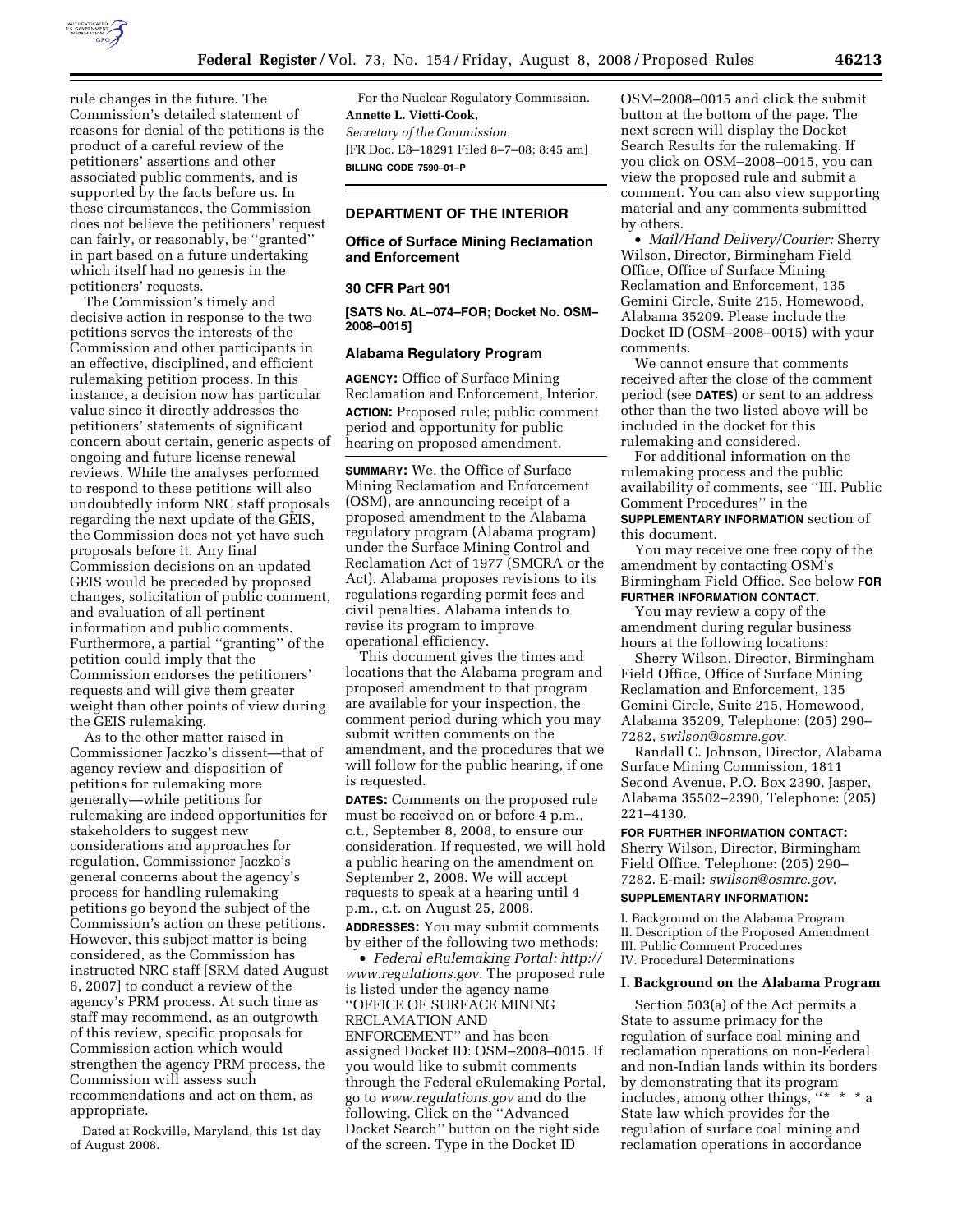rule changes in the future. The Commission's detailed statement of reasons for denial of the petitions is the product of a careful review of the petitioners' assertions and other associated public comments, and is supported by the facts before us. In these circumstances, the Commission does not believe the petitioners' request can fairly, or reasonably, be ''granted'' in part based on a future undertaking which itself had no genesis in the petitioners' requests.

The Commission's timely and decisive action in response to the two petitions serves the interests of the Commission and other participants in an effective, disciplined, and efficient rulemaking petition process. In this instance, a decision now has particular value since it directly addresses the petitioners' statements of significant concern about certain, generic aspects of ongoing and future license renewal reviews. While the analyses performed to respond to these petitions will also undoubtedly inform NRC staff proposals regarding the next update of the GEIS, the Commission does not yet have such proposals before it. Any final Commission decisions on an updated GEIS would be preceded by proposed changes, solicitation of public comment, and evaluation of all pertinent information and public comments. Furthermore, a partial ''granting'' of the petition could imply that the Commission endorses the petitioners' requests and will give them greater weight than other points of view during the GEIS rulemaking.

As to the other matter raised in Commissioner Jaczko's dissent—that of agency review and disposition of petitions for rulemaking more generally—while petitions for rulemaking are indeed opportunities for stakeholders to suggest new considerations and approaches for regulation, Commissioner Jaczko's general concerns about the agency's process for handling rulemaking petitions go beyond the subject of the Commission's action on these petitions. However, this subject matter is being considered, as the Commission has instructed NRC staff [SRM dated August 6, 2007] to conduct a review of the agency's PRM process. At such time as staff may recommend, as an outgrowth of this review, specific proposals for Commission action which would strengthen the agency PRM process, the Commission will assess such recommendations and act on them, as appropriate.

Dated at Rockville, Maryland, this 1st day of August 2008.

For the Nuclear Regulatory Commission.

**Annette L. Vietti-Cook,**

*Secretary of the Commission.*

[FR Doc. E8–18291 Filed 8–7–08; 8:45 am]

**BILLING CODE 7590–01–P**

## DEPARTMENT OF THE INTERIOR

## Office of Surface Mining Reclamation and Enforcement

## 30 CFR Part 901

**[SATS No. AL–074–FOR; Docket No. OSM–2008–0015]**

## Alabama Regulatory Program

**AGENCY:** Office of Surface Mining Reclamation and Enforcement, Interior.

**ACTION:** Proposed rule; public comment period and opportunity for public hearing on proposed amendment.

**SUMMARY:** We, the Office of Surface Mining Reclamation and Enforcement (OSM), are announcing receipt of a proposed amendment to the Alabama regulatory program (Alabama program) under the Surface Mining Control and Reclamation Act of 1977 (SMCRA or the Act). Alabama proposes revisions to its regulations regarding permit fees and civil penalties. Alabama intends to revise its program to improve operational efficiency.

This document gives the times and locations that the Alabama program and proposed amendment to that program are available for your inspection, the comment period during which you may submit written comments on the amendment, and the procedures that we will follow for the public hearing, if one is requested.

**DATES:** Comments on the proposed rule must be received on or before 4 p.m., c.t., September 8, 2008, to ensure our consideration. If requested, we will hold a public hearing on the amendment on September 2, 2008. We will accept requests to speak at a hearing until 4 p.m., c.t. on August 25, 2008.

**ADDRESSES:** You may submit comments by either of the following two methods:

- *Federal eRulemaking Portal: http://www.regulations.gov*. The proposed rule is listed under the agency name ''OFFICE OF SURFACE MINING RECLAMATION AND ENFORCEMENT'' and has been assigned Docket ID: OSM–2008–0015. If you would like to submit comments through the Federal eRulemaking Portal, go to *www.regulations.gov* and do the following. Click on the ''Advanced Docket Search'' button on the right side of the screen. Type in the Docket ID OSM–2008–0015 and click the submit button at the bottom of the page. The next screen will display the Docket Search Results for the rulemaking. If you click on OSM–2008–0015, you can view the proposed rule and submit a comment. You can also view supporting material and any comments submitted by others.
- *Mail/Hand Delivery/Courier:* Sherry Wilson, Director, Birmingham Field Office, Office of Surface Mining Reclamation and Enforcement, 135 Gemini Circle, Suite 215, Homewood, Alabama 35209. Please include the Docket ID (OSM–2008–0015) with your comments.

We cannot ensure that comments received after the close of the comment period (see **DATES**) or sent to an address other than the two listed above will be included in the docket for this rulemaking and considered.

For additional information on the rulemaking process and the public availability of comments, see ''III. Public Comment Procedures'' in the **SUPPLEMENTARY INFORMATION** section of this document.

You may receive one free copy of the amendment by contacting OSM's Birmingham Field Office. See below **FOR FURTHER INFORMATION CONTACT**.

You may review a copy of the amendment during regular business hours at the following locations:

Sherry Wilson, Director, Birmingham Field Office, Office of Surface Mining Reclamation and Enforcement, 135 Gemini Circle, Suite 215, Homewood, Alabama 35209, Telephone: (205) 290–7282, *swilson@osmre.gov*.

Randall C. Johnson, Director, Alabama Surface Mining Commission, 1811 Second Avenue, P.O. Box 2390, Jasper, Alabama 35502–2390, Telephone: (205) 221–4130.

**FOR FURTHER INFORMATION CONTACT:** Sherry Wilson, Director, Birmingham Field Office. Telephone: (205) 290–7282. E-mail: *swilson@osmre.gov*.

**SUPPLEMENTARY INFORMATION:**

I. Background on the Alabama Program
II. Description of the Proposed Amendment
III. Public Comment Procedures
IV. Procedural Determinations

### I. Background on the Alabama Program

Section 503(a) of the Act permits a State to assume primacy for the regulation of surface coal mining and reclamation operations on non-Federal and non-Indian lands within its borders by demonstrating that its program includes, among other things, ''* * * a State law which provides for the regulation of surface coal mining and reclamation operations in accordance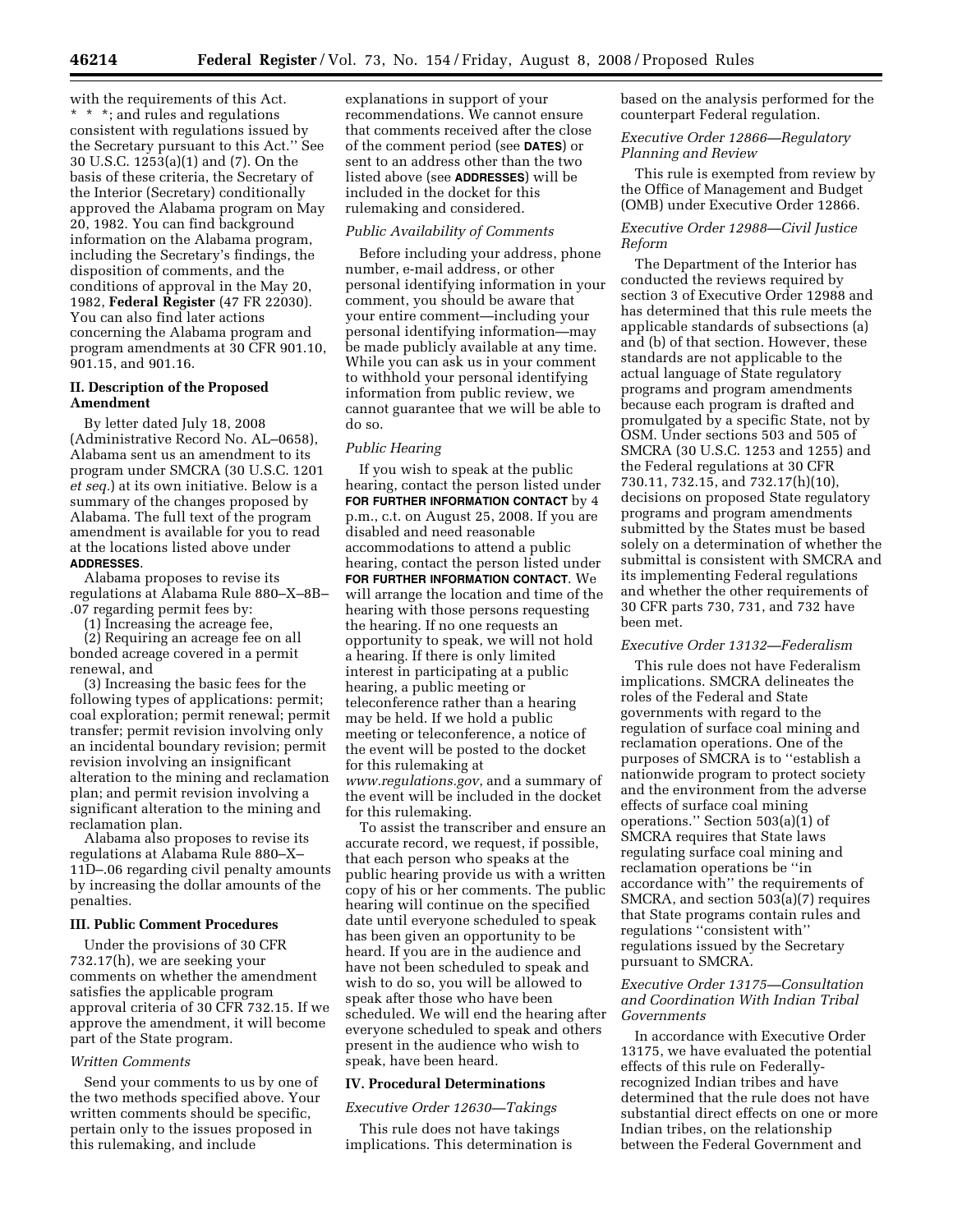with the requirements of this Act. * * *; and rules and regulations consistent with regulations issued by the Secretary pursuant to this Act.'' See 30 U.S.C. 1253(a)(1) and (7). On the basis of these criteria, the Secretary of the Interior (Secretary) conditionally approved the Alabama program on May 20, 1982. You can find background information on the Alabama program, including the Secretary's findings, the disposition of comments, and the conditions of approval in the May 20, 1982, **Federal Register** (47 FR 22030). You can also find later actions concerning the Alabama program and program amendments at 30 CFR 901.10, 901.15, and 901.16.

## II. Description of the Proposed Amendment

By letter dated July 18, 2008 (Administrative Record No. AL–0658), Alabama sent us an amendment to its program under SMCRA (30 U.S.C. 1201 *et seq.*) at its own initiative. Below is a summary of the changes proposed by Alabama. The full text of the program amendment is available for you to read at the locations listed above under **ADDRESSES**.

Alabama proposes to revise its regulations at Alabama Rule 880–X–8B–.07 regarding permit fees by:

(1) Increasing the acreage fee,

(2) Requiring an acreage fee on all bonded acreage covered in a permit renewal, and

(3) Increasing the basic fees for the following types of applications: permit; coal exploration; permit renewal; permit transfer; permit revision involving only an incidental boundary revision; permit revision involving an insignificant alteration to the mining and reclamation plan; and permit revision involving a significant alteration to the mining and reclamation plan.

Alabama also proposes to revise its regulations at Alabama Rule 880–X–11D–.06 regarding civil penalty amounts by increasing the dollar amounts of the penalties.

## III. Public Comment Procedures

Under the provisions of 30 CFR 732.17(h), we are seeking your comments on whether the amendment satisfies the applicable program approval criteria of 30 CFR 732.15. If we approve the amendment, it will become part of the State program.

### *Written Comments*

Send your comments to us by one of the two methods specified above. Your written comments should be specific, pertain only to the issues proposed in this rulemaking, and include explanations in support of your recommendations. We cannot ensure that comments received after the close of the comment period (see **DATES**) or sent to an address other than the two listed above (see **ADDRESSES**) will be included in the docket for this rulemaking and considered.

### *Public Availability of Comments*

Before including your address, phone number, e-mail address, or other personal identifying information in your comment, you should be aware that your entire comment—including your personal identifying information—may be made publicly available at any time. While you can ask us in your comment to withhold your personal identifying information from public review, we cannot guarantee that we will be able to do so.

### *Public Hearing*

If you wish to speak at the public hearing, contact the person listed under **FOR FURTHER INFORMATION CONTACT** by 4 p.m., c.t. on August 25, 2008. If you are disabled and need reasonable accommodations to attend a public hearing, contact the person listed under **FOR FURTHER INFORMATION CONTACT**. We will arrange the location and time of the hearing with those persons requesting the hearing. If no one requests an opportunity to speak, we will not hold a hearing. If there is only limited interest in participating at a public hearing, a public meeting or teleconference rather than a hearing may be held. If we hold a public meeting or teleconference, a notice of the event will be posted to the docket for this rulemaking at *www.regulations.gov*, and a summary of the event will be included in the docket for this rulemaking.

To assist the transcriber and ensure an accurate record, we request, if possible, that each person who speaks at the public hearing provide us with a written copy of his or her comments. The public hearing will continue on the specified date until everyone scheduled to speak has been given an opportunity to be heard. If you are in the audience and have not been scheduled to speak and wish to do so, you will be allowed to speak after those who have been scheduled. We will end the hearing after everyone scheduled to speak and others present in the audience who wish to speak, have been heard.

## IV. Procedural Determinations

### *Executive Order 12630—Takings*

This rule does not have takings implications. This determination is based on the analysis performed for the counterpart Federal regulation.

### *Executive Order 12866—Regulatory Planning and Review*

This rule is exempted from review by the Office of Management and Budget (OMB) under Executive Order 12866.

### *Executive Order 12988—Civil Justice Reform*

The Department of the Interior has conducted the reviews required by section 3 of Executive Order 12988 and has determined that this rule meets the applicable standards of subsections (a) and (b) of that section. However, these standards are not applicable to the actual language of State regulatory programs and program amendments because each program is drafted and promulgated by a specific State, not by OSM. Under sections 503 and 505 of SMCRA (30 U.S.C. 1253 and 1255) and the Federal regulations at 30 CFR 730.11, 732.15, and 732.17(h)(10), decisions on proposed State regulatory programs and program amendments submitted by the States must be based solely on a determination of whether the submittal is consistent with SMCRA and its implementing Federal regulations and whether the other requirements of 30 CFR parts 730, 731, and 732 have been met.

### *Executive Order 13132—Federalism*

This rule does not have Federalism implications. SMCRA delineates the roles of the Federal and State governments with regard to the regulation of surface coal mining and reclamation operations. One of the purposes of SMCRA is to ''establish a nationwide program to protect society and the environment from the adverse effects of surface coal mining operations.'' Section 503(a)(1) of SMCRA requires that State laws regulating surface coal mining and reclamation operations be ''in accordance with'' the requirements of SMCRA, and section 503(a)(7) requires that State programs contain rules and regulations ''consistent with'' regulations issued by the Secretary pursuant to SMCRA.

### *Executive Order 13175—Consultation and Coordination With Indian Tribal Governments*

In accordance with Executive Order 13175, we have evaluated the potential effects of this rule on Federally-recognized Indian tribes and have determined that the rule does not have substantial direct effects on one or more Indian tribes, on the relationship between the Federal Government and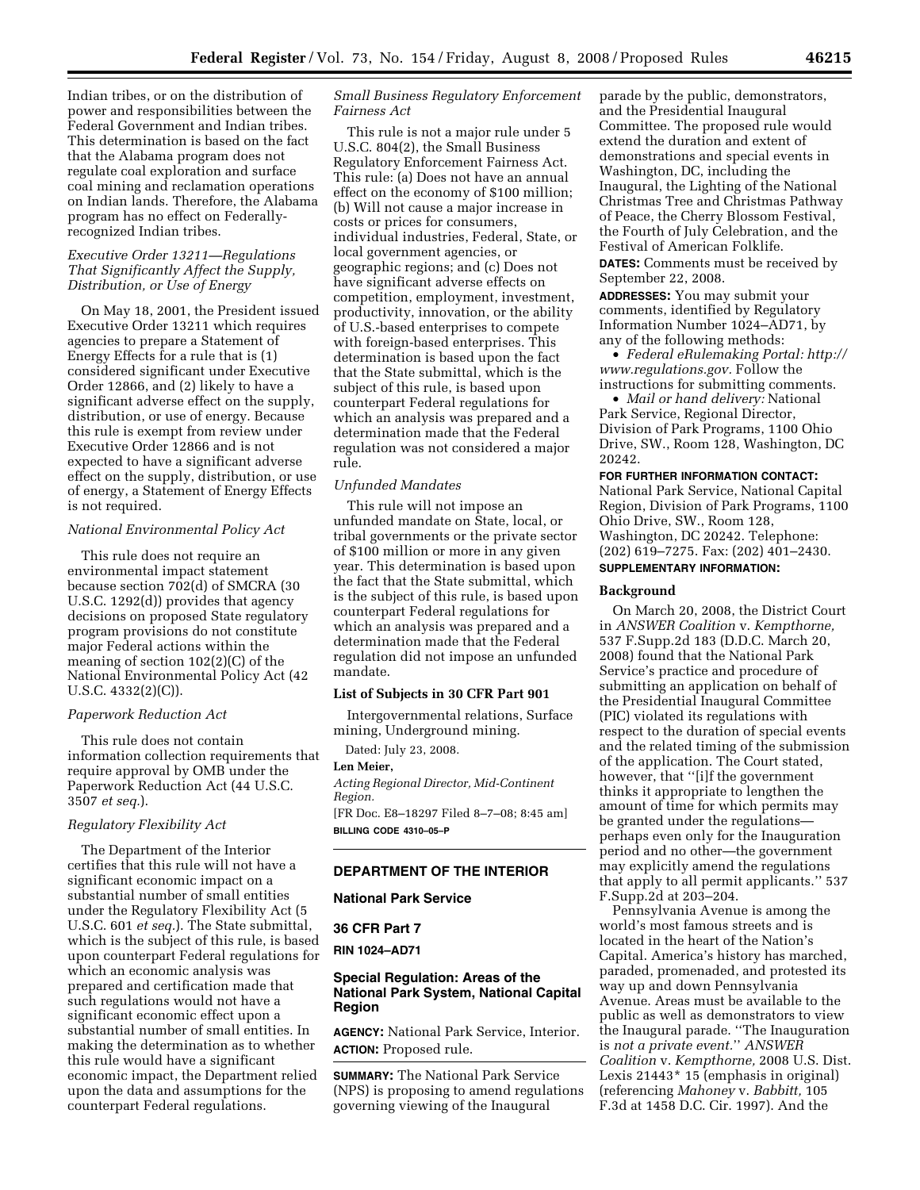Indian tribes, or on the distribution of power and responsibilities between the Federal Government and Indian tribes. This determination is based on the fact that the Alabama program does not regulate coal exploration and surface coal mining and reclamation operations on Indian lands. Therefore, the Alabama program has no effect on Federally-recognized Indian tribes.

*Executive Order 13211—Regulations That Significantly Affect the Supply, Distribution, or Use of Energy*

On May 18, 2001, the President issued Executive Order 13211 which requires agencies to prepare a Statement of Energy Effects for a rule that is (1) considered significant under Executive Order 12866, and (2) likely to have a significant adverse effect on the supply, distribution, or use of energy. Because this rule is exempt from review under Executive Order 12866 and is not expected to have a significant adverse effect on the supply, distribution, or use of energy, a Statement of Energy Effects is not required.

*National Environmental Policy Act*

This rule does not require an environmental impact statement because section 702(d) of SMCRA (30 U.S.C. 1292(d)) provides that agency decisions on proposed State regulatory program provisions do not constitute major Federal actions within the meaning of section 102(2)(C) of the National Environmental Policy Act (42 U.S.C. 4332(2)(C)).

*Paperwork Reduction Act*

This rule does not contain information collection requirements that require approval by OMB under the Paperwork Reduction Act (44 U.S.C. 3507 *et seq.*).

*Regulatory Flexibility Act*

The Department of the Interior certifies that this rule will not have a significant economic impact on a substantial number of small entities under the Regulatory Flexibility Act (5 U.S.C. 601 *et seq.*). The State submittal, which is the subject of this rule, is based upon counterpart Federal regulations for which an economic analysis was prepared and certification made that such regulations would not have a significant economic effect upon a substantial number of small entities. In making the determination as to whether this rule would have a significant economic impact, the Department relied upon the data and assumptions for the counterpart Federal regulations.

*Small Business Regulatory Enforcement Fairness Act*

This rule is not a major rule under 5 U.S.C. 804(2), the Small Business Regulatory Enforcement Fairness Act. This rule: (a) Does not have an annual effect on the economy of $100 million; (b) Will not cause a major increase in costs or prices for consumers, individual industries, Federal, State, or local government agencies, or geographic regions; and (c) Does not have significant adverse effects on competition, employment, investment, productivity, innovation, or the ability of U.S.-based enterprises to compete with foreign-based enterprises. This determination is based upon the fact that the State submittal, which is the subject of this rule, is based upon counterpart Federal regulations for which an analysis was prepared and a determination made that the Federal regulation was not considered a major rule.

*Unfunded Mandates*

This rule will not impose an unfunded mandate on State, local, or tribal governments or the private sector of $100 million or more in any given year. This determination is based upon the fact that the State submittal, which is the subject of this rule, is based upon counterpart Federal regulations for which an analysis was prepared and a determination made that the Federal regulation did not impose an unfunded mandate.

**List of Subjects in 30 CFR Part 901**

Intergovernmental relations, Surface mining, Underground mining.

Dated: July 23, 2008.

**Len Meier,**

*Acting Regional Director, Mid-Continent Region.*

[FR Doc. E8–18297 Filed 8–7–08; 8:45 am]

**BILLING CODE 4310–05–P**

---

## DEPARTMENT OF THE INTERIOR

### National Park Service

### 36 CFR Part 7

**RIN 1024–AD71**

### Special Regulation: Areas of the National Park System, National Capital Region

**AGENCY:** National Park Service, Interior.

**ACTION:** Proposed rule.

**SUMMARY:** The National Park Service (NPS) is proposing to amend regulations governing viewing of the Inaugural parade by the public, demonstrators, and the Presidential Inaugural Committee. The proposed rule would extend the duration and extent of demonstrations and special events in Washington, DC, including the Inaugural, the Lighting of the National Christmas Tree and Christmas Pathway of Peace, the Cherry Blossom Festival, the Fourth of July Celebration, and the Festival of American Folklife.

**DATES:** Comments must be received by September 22, 2008.

**ADDRESSES:** You may submit your comments, identified by Regulatory Information Number 1024–AD71, by any of the following methods:

- *Federal eRulemaking Portal: http://www.regulations.gov.* Follow the instructions for submitting comments.
- *Mail or hand delivery:* National Park Service, Regional Director, Division of Park Programs, 1100 Ohio Drive, SW., Room 128, Washington, DC 20242.

**FOR FURTHER INFORMATION CONTACT:** National Park Service, National Capital Region, Division of Park Programs, 1100 Ohio Drive, SW., Room 128, Washington, DC 20242. Telephone: (202) 619–7275. Fax: (202) 401–2430.

**SUPPLEMENTARY INFORMATION:**

**Background**

On March 20, 2008, the District Court in *ANSWER Coalition* v. *Kempthorne,* 537 F.Supp.2d 183 (D.D.C. March 20, 2008) found that the National Park Service's practice and procedure of submitting an application on behalf of the Presidential Inaugural Committee (PIC) violated its regulations with respect to the duration of special events and the related timing of the submission of the application. The Court stated, however, that ''[i]f the government thinks it appropriate to lengthen the amount of time for which permits may be granted under the regulations—perhaps even only for the Inauguration period and no other—the government may explicitly amend the regulations that apply to all permit applicants.'' 537 F.Supp.2d at 203–204.

Pennsylvania Avenue is among the world's most famous streets and is located in the heart of the Nation's Capital. America's history has marched, paraded, promenaded, and protested its way up and down Pennsylvania Avenue. Areas must be available to the public as well as demonstrators to view the Inaugural parade. ''The Inauguration is *not a private event.*'' *ANSWER Coalition* v. *Kempthorne,* 2008 U.S. Dist. Lexis 21443* 15 (emphasis in original) (referencing *Mahoney* v. *Babbitt,* 105 F.3d at 1458 D.C. Cir. 1997). And the